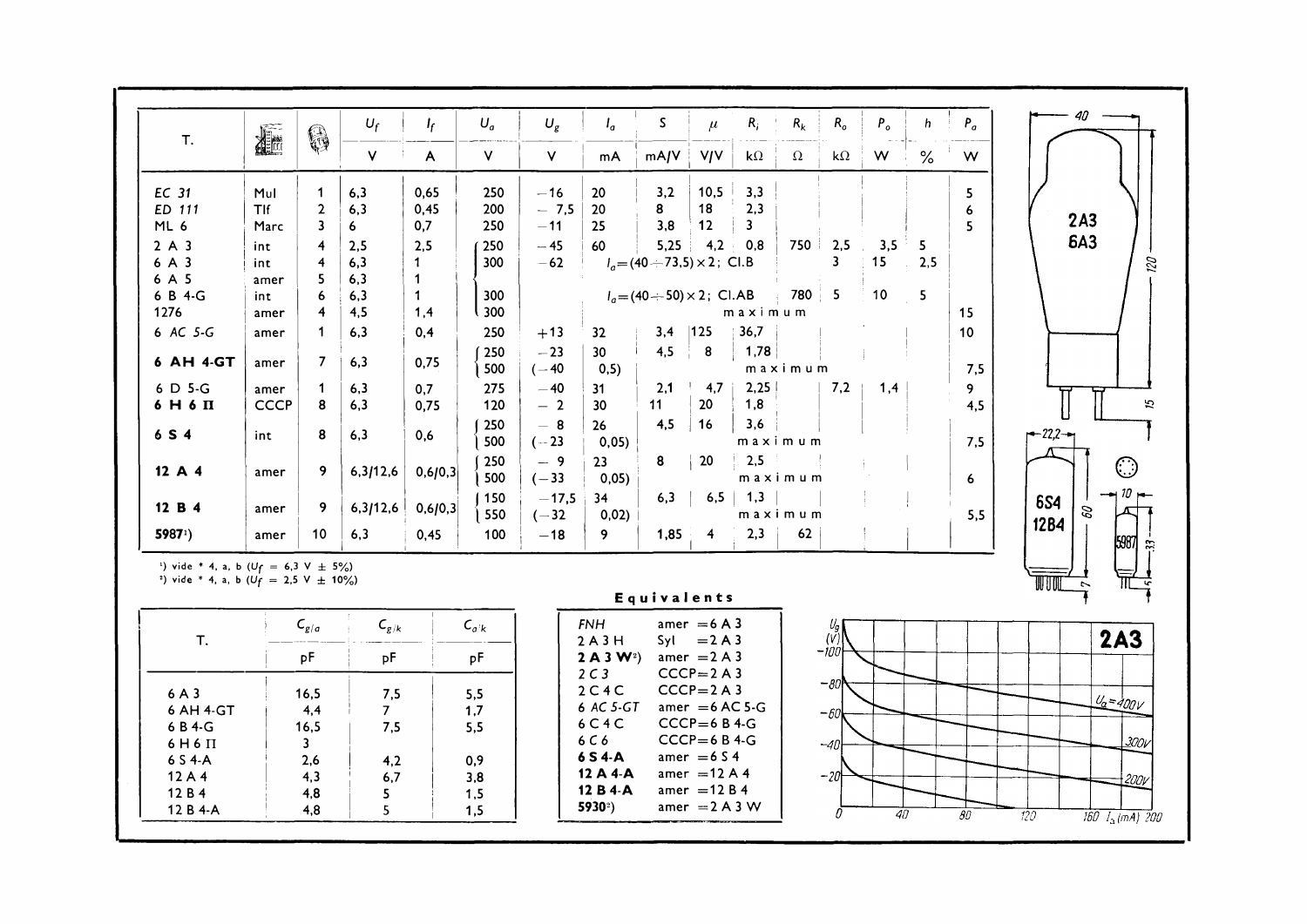| T. | | | $U_f$ | $I_f$ | $U_a$ | $U_g$ | $I_a$ | S | $\mu$ | $R_i$ | $R_k$ | $R_o$ | $P_o$ | h | $P_a$ |
|---|---|---|---|---|---|---|---|---|---|---|---|---|---|---|---|
| | | | V | A | V | V | mA | mA/V | V/V | kΩ | Ω | kΩ | W | % | W |
| *EC 31* | Mul | 1 | 6,3 | 0,65 | 250 | −16 | 20 | 3,2 | 10,5 | 3,3 | | | | | 5 |
| *ED 111* | Tlf | 2 | 6,3 | 0,45 | 200 | − 7,5 | 20 | 8 | 18 | 2,3 | | | | | 6 |
| ML 6 | Marc | 3 | 6 | 0,7 | 250 | −11 | 25 | 3,8 | 12 | 3 | | | | | 5 |
| 2 A 3 | int | 4 | 2,5 | 2,5 | 250 | −45 | 60 | 5,25 | 4,2 | 0,8 | 750 | 2,5 | 3,5 | 5 | |
| 6 A 3 | int | 4 | 6,3 | 1 | 300 | −62 | $I_a$=(40÷73,5)×2; Cl.B | | | | | 3 | 15 | 2,5 | |
| 6 A 5 | amer | 5 | 6,3 | 1 | | | | | | | | | | | |
| 6 B 4-G | int | 6 | 6,3 | 1 | 300 | | $I_a$=(40÷50)×2; Cl.AB | | | | 780 | 5 | 10 | 5 | |
| 1276 | amer | 4 | 4,5 | 1,4 | 300 | | | | | maximum | | | | | 15 |
| *6 AC 5-G* | amer | 1 | 6,3 | 0,4 | 250 | +13 | 32 | 3,4 | 125 | 36,7 | | | | | 10 |
| **6 AH 4-GT** | amer | 7 | 6,3 | 0,75 | 250 / 500 | −23 / (−40 | 30 / 0,5) | 4,5 | 8 | 1,78 / maximum | | | | | 7,5 |
| 6 D 5-G | amer | 1 | 6,3 | 0,7 | 275 | −40 | 31 | 2,1 | 4,7 | 2,25 | | 7,2 | 1,4 | | 9 |
| **6 H 6 Π** | CCCP | 8 | 6,3 | 0,75 | 120 | − 2 | 30 | 11 | 20 | 1,8 | | | | | 4,5 |
| **6 S 4** | int | 8 | 6,3 | 0,6 | 250 / 500 | − 8 / (−23 | 26 / 0,05) | 4,5 | 16 | 3,6 / maximum | | | | | 7,5 |
| **12 A 4** | amer | 9 | 6,3/12,6 | 0,6/0,3 | 250 / 500 | − 9 / (−33 | 23 / 0,05) | 8 | 20 | 2,5 / maximum | | | | | 6 |
| **12 B 4** | amer | 9 | 6,3/12,6 | 0,6/0,3 | 150 / 550 | −17,5 / (−32 | 34 / 0,02) | 6,3 | 6,5 | 1,3 / maximum | | | | | 5,5 |
| **5987**[1]) | amer | 10 | 6,3 | 0,45 | 100 | −18 | 9 | 1,85 | 4 | 2,3 | 62 | | | | |

[1]) vide * 4, a, b ($U_f$ = 6,3 V ± 5%)
[2]) vide * 4, a, b ($U_f$ = 2,5 V ± 10%)

| T. | $C_{g/a}$ | $C_{g/k}$ | $C_{a/k}$ |
|---|---|---|---|
| | pF | pF | pF |
| 6 A 3 | 16,5 | 7,5 | 5,5 |
| 6 AH 4-GT | 4,4 | 7 | 1,7 |
| 6 B 4-G | 16,5 | 7,5 | 5,5 |
| 6 H 6 Π | 3 | | |
| 6 S 4-A | 2,6 | 4,2 | 0,9 |
| 12 A 4 | 4,3 | 6,7 | 3,8 |
| 12 B 4 | 4,8 | 5 | 1,5 |
| 12 B 4-A | 4,8 | 5 | 1,5 |

## Equivalents

| | | |
|---|---|---|
| *FNH* | amer | = 6 A 3 |
| 2 A 3 H | Syl | = 2 A 3 |
| **2 A 3 W**[2]) | amer | = 2 A 3 |
| *2 C 3* | CCCP | = 2 A 3 |
| 2 C 4 C | CCCP | = 2 A 3 |
| *6 AC 5-GT* | amer | = 6 AC 5-G |
| 6 C 4 C | CCCP | = 6 B 4-G |
| *6 C 6* | CCCP | = 6 B 4-G |
| **6 S 4-A** | amer | = 6 S 4 |
| **12 A 4-A** | amer | = 12 A 4 |
| **12 B 4-A** | amer | = 12 B 4 |
| **5930**[2]) | amer | = 2 A 3 W |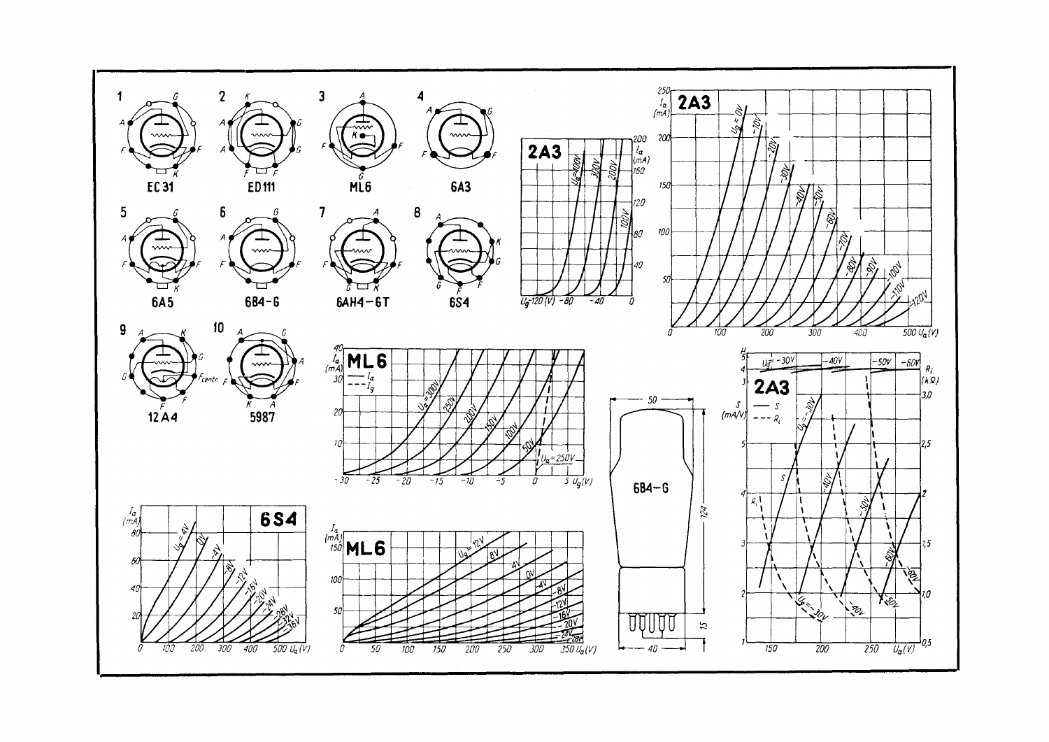1 EC 31

2 ED111

3 ML6

4 6A3

5 6A5

6 6B4-G

7 6AH4-GT

8 6S4

9 12A4

10 5987

**2A3**

$U_a$=400V 300V 200V 100V

$I_a$ (mA) 200 160 120 80 40

$U_g$-120 (V) -80 -40 0

**2A3**

$U_g$= 0V -10V -20V -30V -40V -50V -60V -70V -80V -90V -100V -110V -120V

$I_a$ (mA) 250 200 150 100 50

0 100 200 300 400 500 $U_a$(V)

**ML6**

— $I_a$

--- $I_g$

$U_a$=300V 250V 200V 150V 100V 50V

$U_a$=250V

$I_a$ (mA) 40 30 20 10

-30 -25 -20 -15 -10 -5 0 5 $U_g$(V)

**2A3**

— S

--- $R_i$

$U_g$= -30V -40V -50V -60V

μ 5 4 3

S (mA/V) 5 4 3 2 1

$R_i$ (kΩ) 3,0 2,5 2 1,5 1,0 0,5

150 200 250 $U_a$(V)

**6S4**

$U_g$=4V 0V -4V -8V -12V -16V -20V -24V -28V -32V -36V

$I_a$ (mA) 80 60 40 20

0 100 200 300 400 500 $U_a$(V)

**ML6**

$U_g$=12V 8V 4V 0V -4V -8V -12V -16V -20V -24V -28V

$I_a$ (mA) 150 100 50

0 50 100 150 200 250 300 350 $U_a$(V)

6B4-G

50

124

15

40